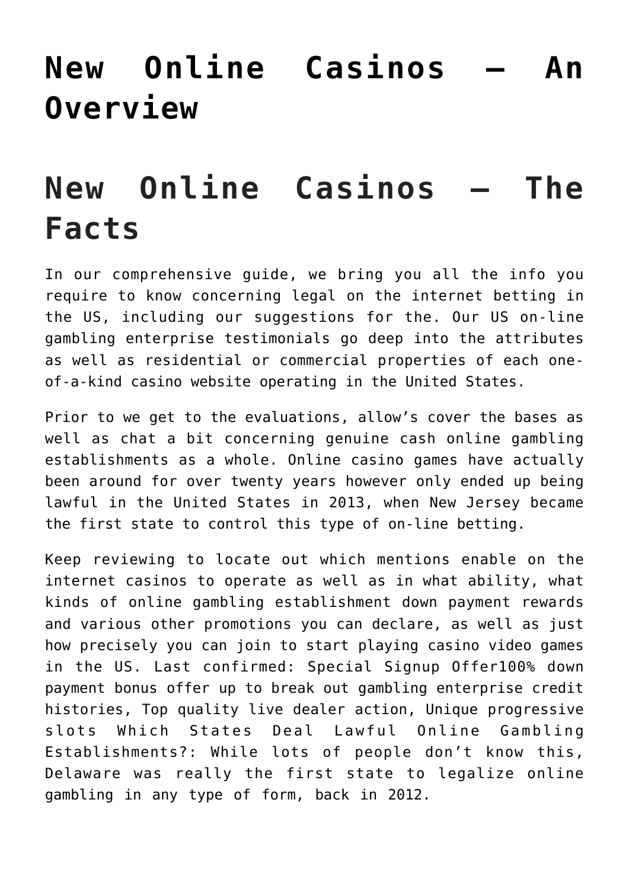# New Online Casinos – An Overview

# New Online Casinos – The Facts

In our comprehensive guide, we bring you all the info you require to know concerning legal on the internet betting in the US, including our suggestions for the. Our US on-line gambling enterprise testimonials go deep into the attributes as well as residential or commercial properties of each one-of-a-kind casino website operating in the United States.

Prior to we get to the evaluations, allow's cover the bases as well as chat a bit concerning genuine cash online gambling establishments as a whole. Online casino games have actually been around for over twenty years however only ended up being lawful in the United States in 2013, when New Jersey became the first state to control this type of on-line betting.

Keep reviewing to locate out which mentions enable on the internet casinos to operate as well as in what ability, what kinds of online gambling establishment down payment rewards and various other promotions you can declare, as well as just how precisely you can join to start playing casino video games in the US. Last confirmed: Special Signup Offer100% down payment bonus offer up to break out gambling enterprise credit histories, Top quality live dealer action, Unique progressive slots Which States Deal Lawful Online Gambling Establishments?: While lots of people don't know this, Delaware was really the first state to legalize online gambling in any type of form, back in 2012.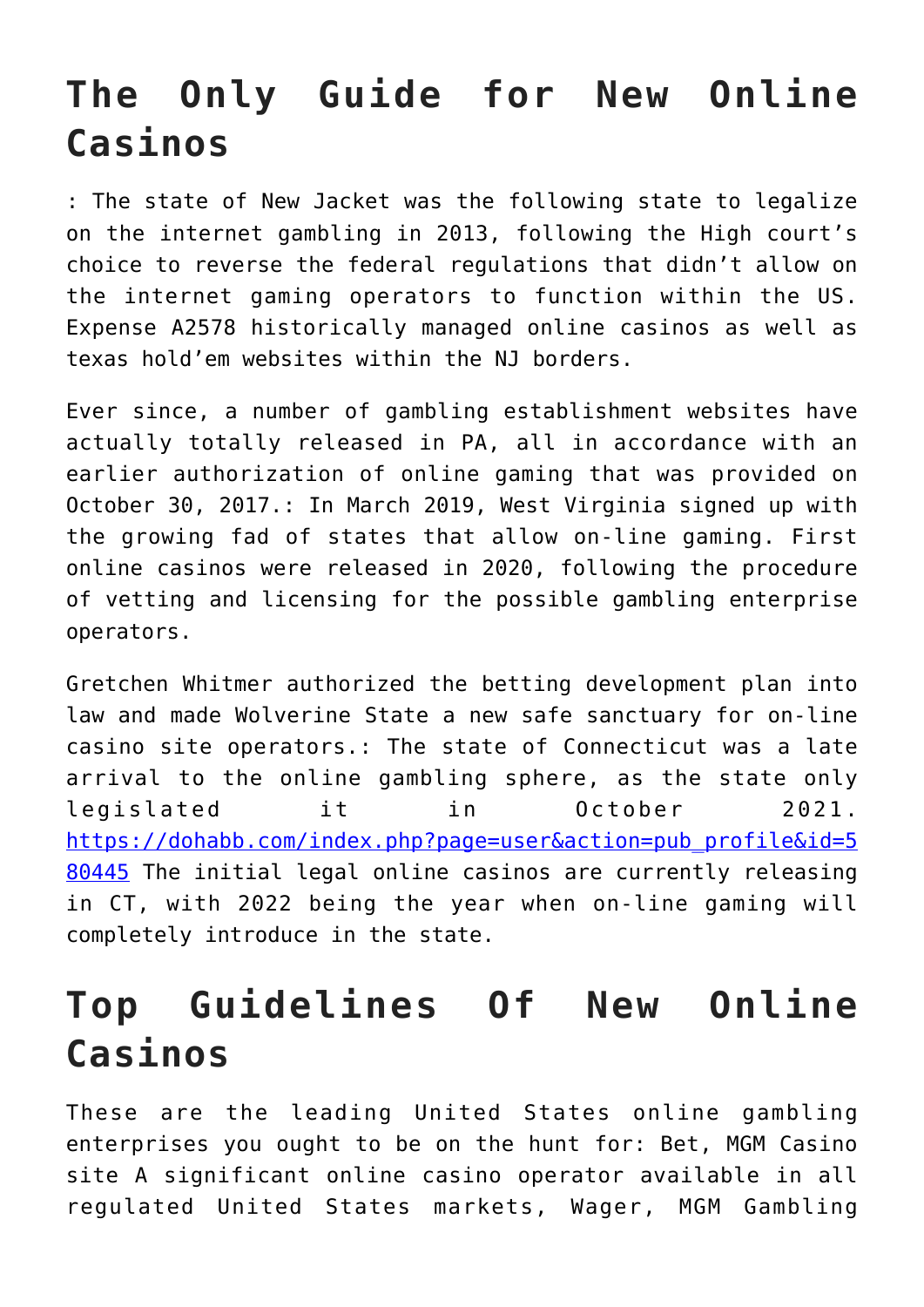# The Only Guide for New Online Casinos

: The state of New Jacket was the following state to legalize on the internet gambling in 2013, following the High court's choice to reverse the federal regulations that didn't allow on the internet gaming operators to function within the US. Expense A2578 historically managed online casinos as well as texas hold'em websites within the NJ borders.

Ever since, a number of gambling establishment websites have actually totally released in PA, all in accordance with an earlier authorization of online gaming that was provided on October 30, 2017.: In March 2019, West Virginia signed up with the growing fad of states that allow on-line gaming. First online casinos were released in 2020, following the procedure of vetting and licensing for the possible gambling enterprise operators.

Gretchen Whitmer authorized the betting development plan into law and made Wolverine State a new safe sanctuary for on-line casino site operators.: The state of Connecticut was a late arrival to the online gambling sphere, as the state only legislated it in October 2021. https://dohabb.com/index.php?page=user&action=pub_profile&id=580445 The initial legal online casinos are currently releasing in CT, with 2022 being the year when on-line gaming will completely introduce in the state.

# Top Guidelines Of New Online Casinos

These are the leading United States online gambling enterprises you ought to be on the hunt for: Bet, MGM Casino site A significant online casino operator available in all regulated United States markets, Wager, MGM Gambling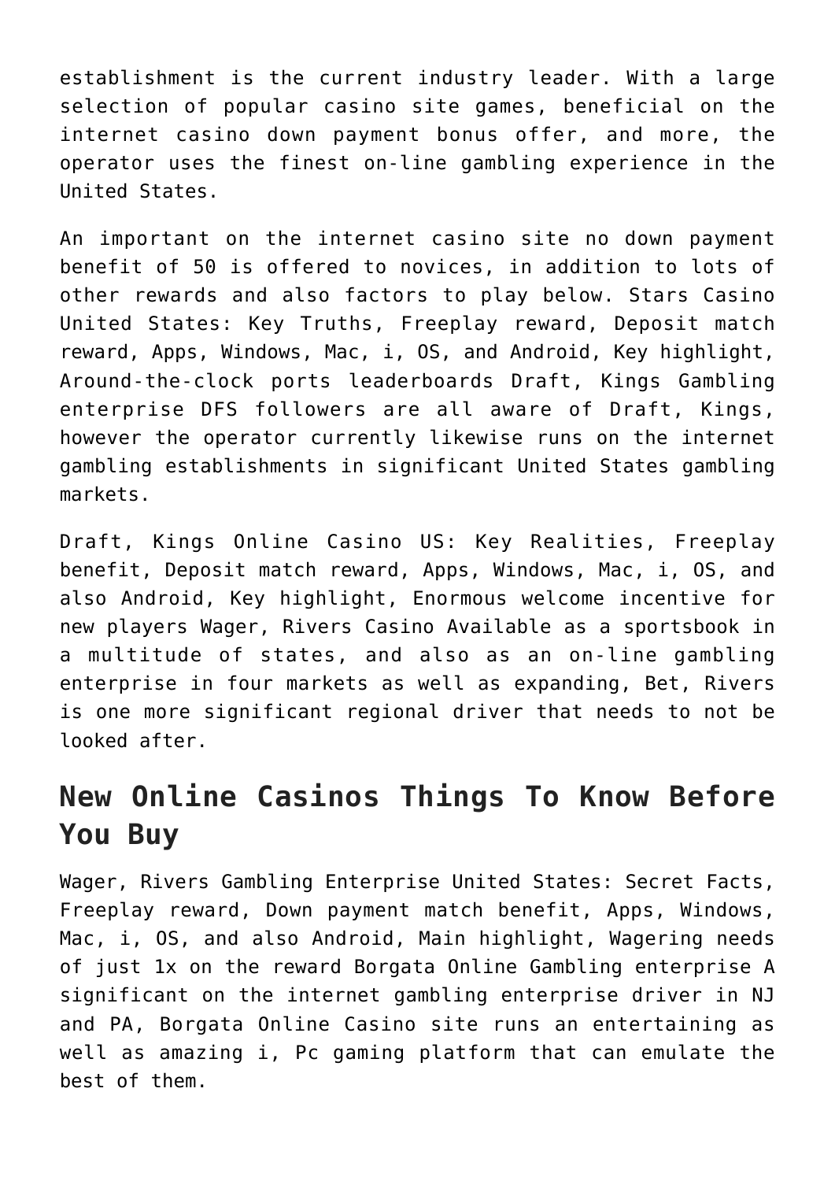establishment is the current industry leader. With a large selection of popular casino site games, beneficial on the internet casino down payment bonus offer, and more, the operator uses the finest on-line gambling experience in the United States.

An important on the internet casino site no down payment benefit of 50 is offered to novices, in addition to lots of other rewards and also factors to play below. Stars Casino United States: Key Truths, Freeplay reward, Deposit match reward, Apps, Windows, Mac, i, OS, and Android, Key highlight, Around-the-clock ports leaderboards Draft, Kings Gambling enterprise DFS followers are all aware of Draft, Kings, however the operator currently likewise runs on the internet gambling establishments in significant United States gambling markets.

Draft, Kings Online Casino US: Key Realities, Freeplay benefit, Deposit match reward, Apps, Windows, Mac, i, OS, and also Android, Key highlight, Enormous welcome incentive for new players Wager, Rivers Casino Available as a sportsbook in a multitude of states, and also as an on-line gambling enterprise in four markets as well as expanding, Bet, Rivers is one more significant regional driver that needs to not be looked after.

## New Online Casinos Things To Know Before You Buy

Wager, Rivers Gambling Enterprise United States: Secret Facts, Freeplay reward, Down payment match benefit, Apps, Windows, Mac, i, OS, and also Android, Main highlight, Wagering needs of just 1x on the reward Borgata Online Gambling enterprise A significant on the internet gambling enterprise driver in NJ and PA, Borgata Online Casino site runs an entertaining as well as amazing i, Pc gaming platform that can emulate the best of them.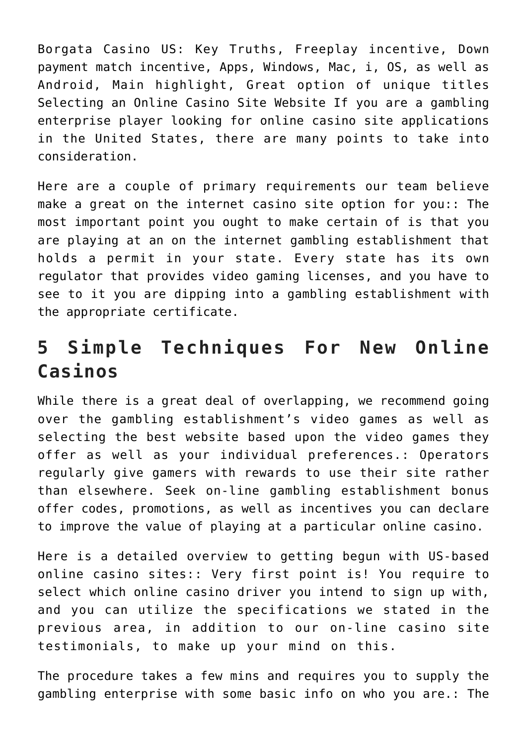Borgata Casino US: Key Truths, Freeplay incentive, Down payment match incentive, Apps, Windows, Mac, i, OS, as well as Android, Main highlight, Great option of unique titles Selecting an Online Casino Site Website If you are a gambling enterprise player looking for online casino site applications in the United States, there are many points to take into consideration.

Here are a couple of primary requirements our team believe make a great on the internet casino site option for you:: The most important point you ought to make certain of is that you are playing at an on the internet gambling establishment that holds a permit in your state. Every state has its own regulator that provides video gaming licenses, and you have to see to it you are dipping into a gambling establishment with the appropriate certificate.

## 5 Simple Techniques For New Online Casinos

While there is a great deal of overlapping, we recommend going over the gambling establishment's video games as well as selecting the best website based upon the video games they offer as well as your individual preferences.: Operators regularly give gamers with rewards to use their site rather than elsewhere. Seek on-line gambling establishment bonus offer codes, promotions, as well as incentives you can declare to improve the value of playing at a particular online casino.

Here is a detailed overview to getting begun with US-based online casino sites:: Very first point is! You require to select which online casino driver you intend to sign up with, and you can utilize the specifications we stated in the previous area, in addition to our on-line casino site testimonials, to make up your mind on this.

The procedure takes a few mins and requires you to supply the gambling enterprise with some basic info on who you are.: The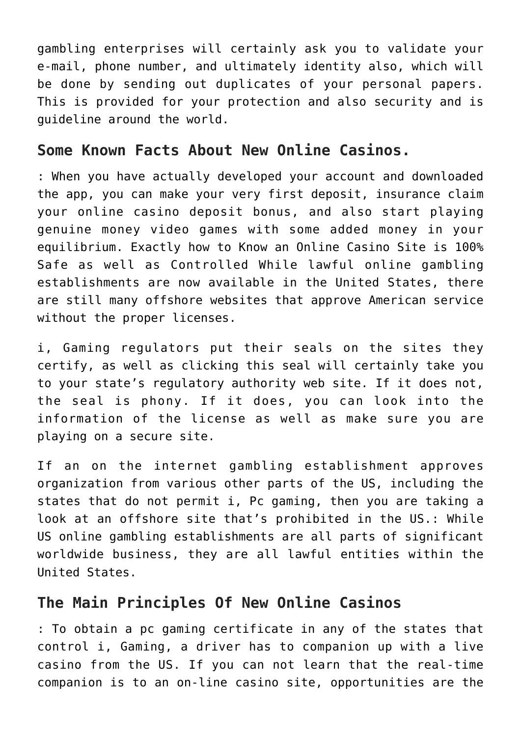gambling enterprises will certainly ask you to validate your e-mail, phone number, and ultimately identity also, which will be done by sending out duplicates of your personal papers. This is provided for your protection and also security and is guideline around the world.

## Some Known Facts About New Online Casinos.

: When you have actually developed your account and downloaded the app, you can make your very first deposit, insurance claim your online casino deposit bonus, and also start playing genuine money video games with some added money in your equilibrium. Exactly how to Know an Online Casino Site is 100% Safe as well as Controlled While lawful online gambling establishments are now available in the United States, there are still many offshore websites that approve American service without the proper licenses.

i, Gaming regulators put their seals on the sites they certify, as well as clicking this seal will certainly take you to your state's regulatory authority web site. If it does not, the seal is phony. If it does, you can look into the information of the license as well as make sure you are playing on a secure site.

If an on the internet gambling establishment approves organization from various other parts of the US, including the states that do not permit i, Pc gaming, then you are taking a look at an offshore site that's prohibited in the US.: While US online gambling establishments are all parts of significant worldwide business, they are all lawful entities within the United States.

## The Main Principles Of New Online Casinos

: To obtain a pc gaming certificate in any of the states that control i, Gaming, a driver has to companion up with a live casino from the US. If you can not learn that the real-time companion is to an on-line casino site, opportunities are the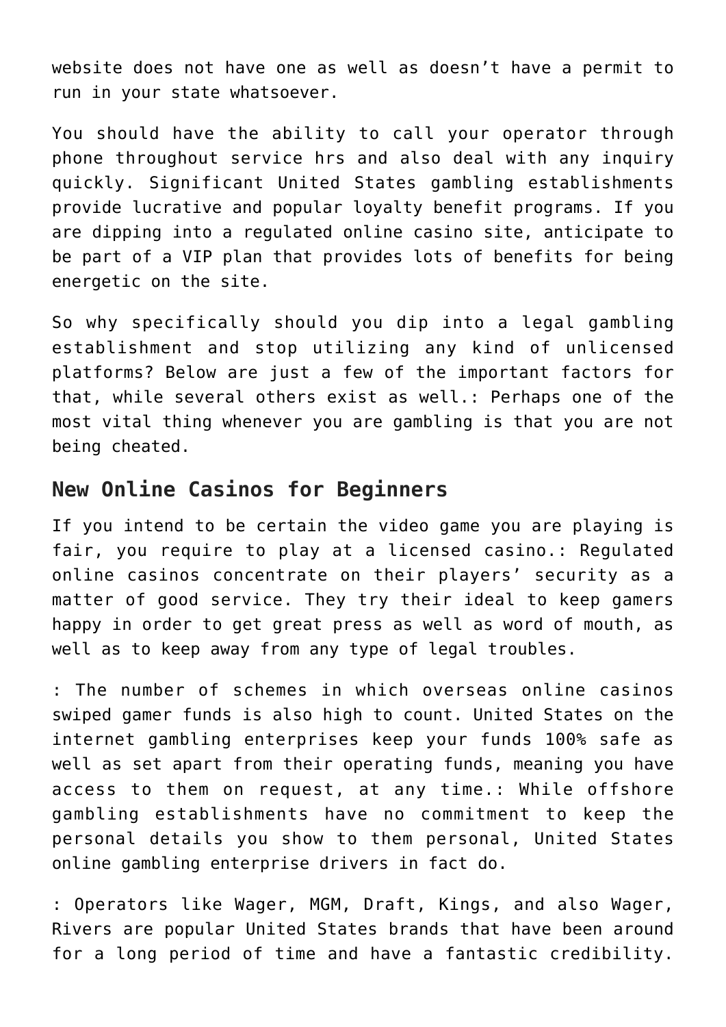website does not have one as well as doesn't have a permit to run in your state whatsoever.

You should have the ability to call your operator through phone throughout service hrs and also deal with any inquiry quickly. Significant United States gambling establishments provide lucrative and popular loyalty benefit programs. If you are dipping into a regulated online casino site, anticipate to be part of a VIP plan that provides lots of benefits for being energetic on the site.

So why specifically should you dip into a legal gambling establishment and stop utilizing any kind of unlicensed platforms? Below are just a few of the important factors for that, while several others exist as well.: Perhaps one of the most vital thing whenever you are gambling is that you are not being cheated.

## New Online Casinos for Beginners

If you intend to be certain the video game you are playing is fair, you require to play at a licensed casino.: Regulated online casinos concentrate on their players' security as a matter of good service. They try their ideal to keep gamers happy in order to get great press as well as word of mouth, as well as to keep away from any type of legal troubles.

: The number of schemes in which overseas online casinos swiped gamer funds is also high to count. United States on the internet gambling enterprises keep your funds 100% safe as well as set apart from their operating funds, meaning you have access to them on request, at any time.: While offshore gambling establishments have no commitment to keep the personal details you show to them personal, United States online gambling enterprise drivers in fact do.

: Operators like Wager, MGM, Draft, Kings, and also Wager, Rivers are popular United States brands that have been around for a long period of time and have a fantastic credibility.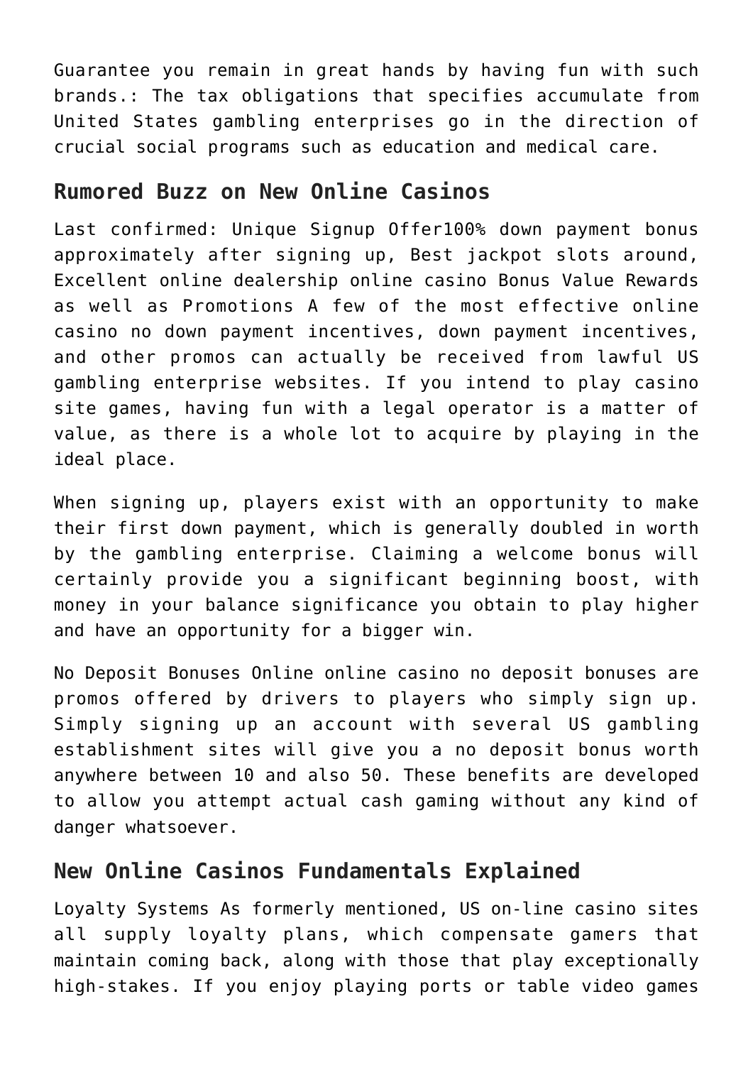Guarantee you remain in great hands by having fun with such brands.: The tax obligations that specifies accumulate from United States gambling enterprises go in the direction of crucial social programs such as education and medical care.

## Rumored Buzz on New Online Casinos

Last confirmed: Unique Signup Offer100% down payment bonus approximately after signing up, Best jackpot slots around, Excellent online dealership online casino Bonus Value Rewards as well as Promotions A few of the most effective online casino no down payment incentives, down payment incentives, and other promos can actually be received from lawful US gambling enterprise websites. If you intend to play casino site games, having fun with a legal operator is a matter of value, as there is a whole lot to acquire by playing in the ideal place.

When signing up, players exist with an opportunity to make their first down payment, which is generally doubled in worth by the gambling enterprise. Claiming a welcome bonus will certainly provide you a significant beginning boost, with money in your balance significance you obtain to play higher and have an opportunity for a bigger win.

No Deposit Bonuses Online online casino no deposit bonuses are promos offered by drivers to players who simply sign up. Simply signing up an account with several US gambling establishment sites will give you a no deposit bonus worth anywhere between 10 and also 50. These benefits are developed to allow you attempt actual cash gaming without any kind of danger whatsoever.

## New Online Casinos Fundamentals Explained

Loyalty Systems As formerly mentioned, US on-line casino sites all supply loyalty plans, which compensate gamers that maintain coming back, along with those that play exceptionally high-stakes. If you enjoy playing ports or table video games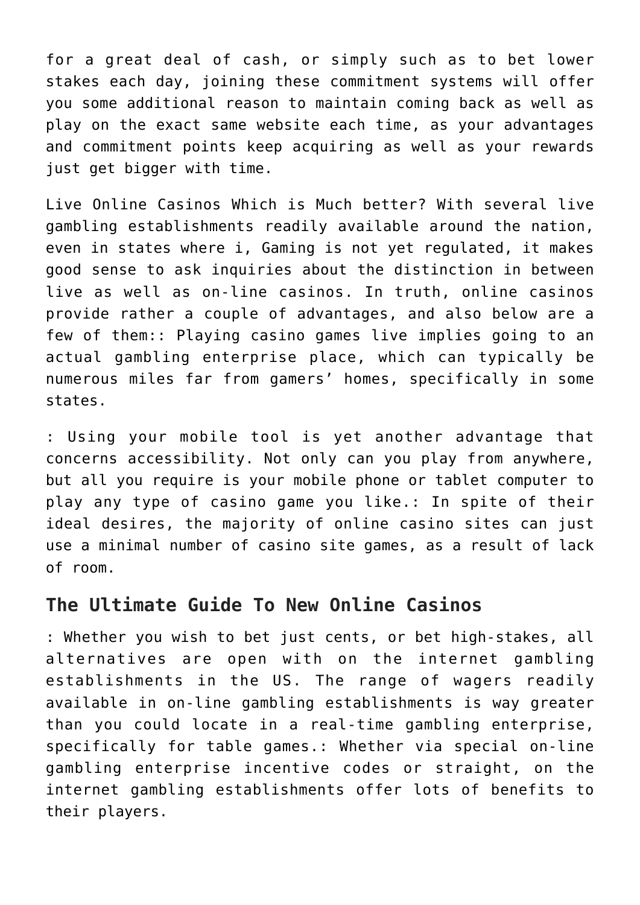for a great deal of cash, or simply such as to bet lower stakes each day, joining these commitment systems will offer you some additional reason to maintain coming back as well as play on the exact same website each time, as your advantages and commitment points keep acquiring as well as your rewards just get bigger with time.

Live Online Casinos Which is Much better? With several live gambling establishments readily available around the nation, even in states where i, Gaming is not yet regulated, it makes good sense to ask inquiries about the distinction in between live as well as on-line casinos. In truth, online casinos provide rather a couple of advantages, and also below are a few of them:: Playing casino games live implies going to an actual gambling enterprise place, which can typically be numerous miles far from gamers' homes, specifically in some states.

: Using your mobile tool is yet another advantage that concerns accessibility. Not only can you play from anywhere, but all you require is your mobile phone or tablet computer to play any type of casino game you like.: In spite of their ideal desires, the majority of online casino sites can just use a minimal number of casino site games, as a result of lack of room.

## The Ultimate Guide To New Online Casinos

: Whether you wish to bet just cents, or bet high-stakes, all alternatives are open with on the internet gambling establishments in the US. The range of wagers readily available in on-line gambling establishments is way greater than you could locate in a real-time gambling enterprise, specifically for table games.: Whether via special on-line gambling enterprise incentive codes or straight, on the internet gambling establishments offer lots of benefits to their players.